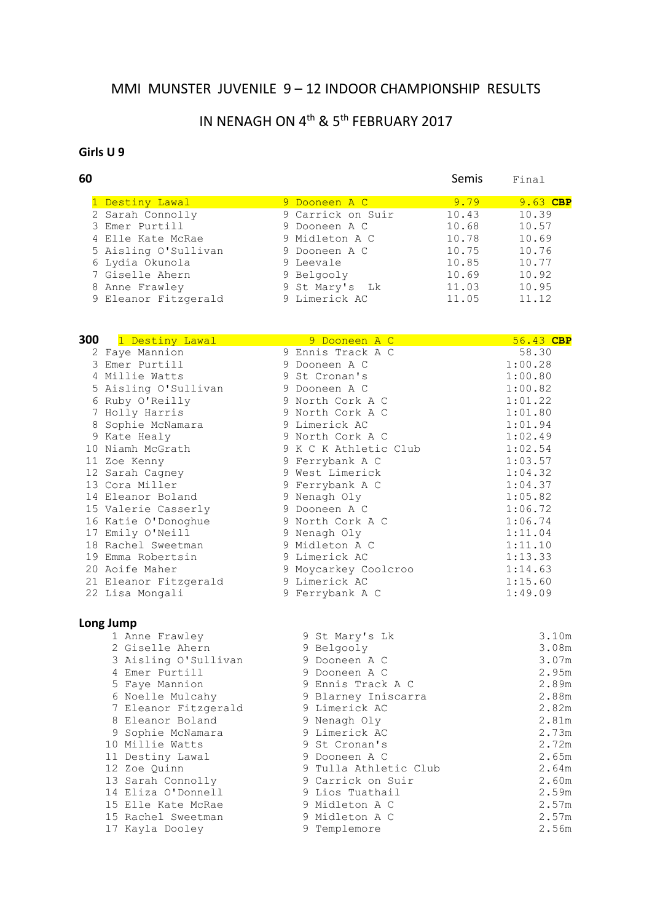# MMI MUNSTER JUVENILE 9 – 12 INDOOR CHAMPIONSHIP RESULTS

## IN NENAGH ON 4th & 5th FEBRUARY 2017

### Girls U 9

**60**

| Pos | Name | Age | Club | Semis | Final |
|---|---|---|---|---|---|
| 1 | Destiny Lawal | 9 | Dooneen A C | 9.79 | 9.63 **CBP** |
| 2 | Sarah Connolly | 9 | Carrick on Suir | 10.43 | 10.39 |
| 3 | Emer Purtill | 9 | Dooneen A C | 10.68 | 10.57 |
| 4 | Elle Kate McRae | 9 | Midleton A C | 10.78 | 10.69 |
| 5 | Aisling O'Sullivan | 9 | Dooneen A C | 10.75 | 10.76 |
| 6 | Lydia Okunola | 9 | Leevale | 10.85 | 10.77 |
| 7 | Giselle Ahern | 9 | Belgooly | 10.69 | 10.92 |
| 8 | Anne Frawley | 9 | St Mary's Lk | 11.03 | 10.95 |
| 9 | Eleanor Fitzgerald | 9 | Limerick AC | 11.05 | 11.12 |

**300**

| Pos | Name | Age | Club | Time |
|---|---|---|---|---|
| 1 | Destiny Lawal | 9 | Dooneen A C | 56.43 **CBP** |
| 2 | Faye Mannion | 9 | Ennis Track A C | 58.30 |
| 3 | Emer Purtill | 9 | Dooneen A C | 1:00.28 |
| 4 | Millie Watts | 9 | St Cronan's | 1:00.80 |
| 5 | Aisling O'Sullivan | 9 | Dooneen A C | 1:00.82 |
| 6 | Ruby O'Reilly | 9 | North Cork A C | 1:01.22 |
| 7 | Holly Harris | 9 | North Cork A C | 1:01.80 |
| 8 | Sophie McNamara | 9 | Limerick AC | 1:01.94 |
| 9 | Kate Healy | 9 | North Cork A C | 1:02.49 |
| 10 | Niamh McGrath | 9 | K C K Athletic Club | 1:02.54 |
| 11 | Zoe Kenny | 9 | Ferrybank A C | 1:03.57 |
| 12 | Sarah Cagney | 9 | West Limerick | 1:04.32 |
| 13 | Cora Miller | 9 | Ferrybank A C | 1:04.37 |
| 14 | Eleanor Boland | 9 | Nenagh Oly | 1:05.82 |
| 15 | Valerie Casserly | 9 | Dooneen A C | 1:06.72 |
| 16 | Katie O'Donoghue | 9 | North Cork A C | 1:06.74 |
| 17 | Emily O'Neill | 9 | Nenagh Oly | 1:11.04 |
| 18 | Rachel Sweetman | 9 | Midleton A C | 1:11.10 |
| 19 | Emma Robertsin | 9 | Limerick AC | 1:13.33 |
| 20 | Aoife Maher | 9 | Moycarkey Coolcroo | 1:14.63 |
| 21 | Eleanor Fitzgerald | 9 | Limerick AC | 1:15.60 |
| 22 | Lisa Mongali | 9 | Ferrybank A C | 1:49.09 |

**Long Jump**

| Pos | Name | Age | Club | Distance |
|---|---|---|---|---|
| 1 | Anne Frawley | 9 | St Mary's Lk | 3.10m |
| 2 | Giselle Ahern | 9 | Belgooly | 3.08m |
| 3 | Aisling O'Sullivan | 9 | Dooneen A C | 3.07m |
| 4 | Emer Purtill | 9 | Dooneen A C | 2.95m |
| 5 | Faye Mannion | 9 | Ennis Track A C | 2.89m |
| 6 | Noelle Mulcahy | 9 | Blarney Iniscarra | 2.88m |
| 7 | Eleanor Fitzgerald | 9 | Limerick AC | 2.82m |
| 8 | Eleanor Boland | 9 | Nenagh Oly | 2.81m |
| 9 | Sophie McNamara | 9 | Limerick AC | 2.73m |
| 10 | Millie Watts | 9 | St Cronan's | 2.72m |
| 11 | Destiny Lawal | 9 | Dooneen A C | 2.65m |
| 12 | Zoe Quinn | 9 | Tulla Athletic Club | 2.64m |
| 13 | Sarah Connolly | 9 | Carrick on Suir | 2.60m |
| 14 | Eliza O'Donnell | 9 | Lios Tuathail | 2.59m |
| 15 | Elle Kate McRae | 9 | Midleton A C | 2.57m |
| 15 | Rachel Sweetman | 9 | Midleton A C | 2.57m |
| 17 | Kayla Dooley | 9 | Templemore | 2.56m |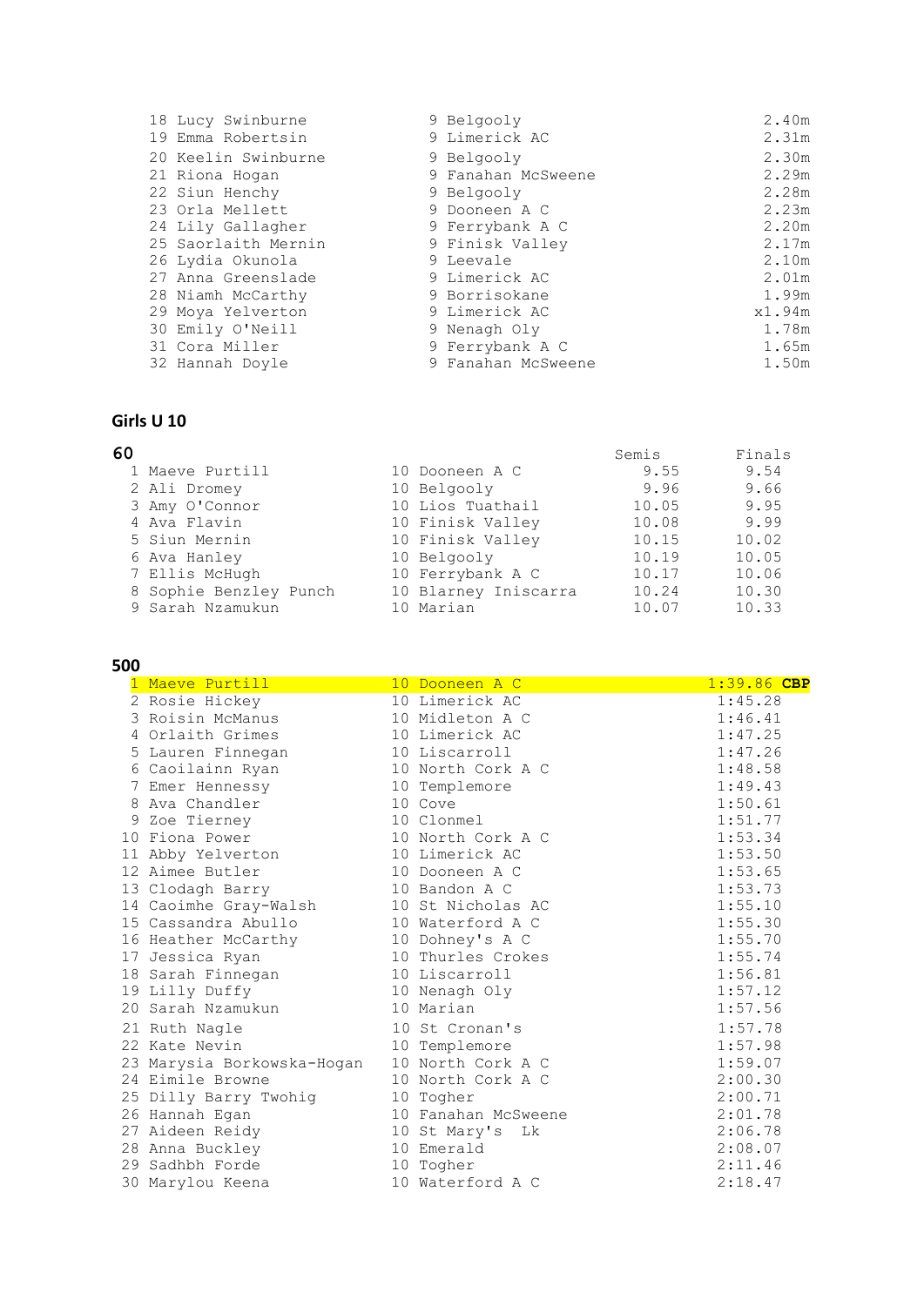| | | | |
|---|---|---|---|
| 18 | Lucy Swinburne | 9 Belgooly | 2.40m |
| 19 | Emma Robertsin | 9 Limerick AC | 2.31m |
| 20 | Keelin Swinburne | 9 Belgooly | 2.30m |
| 21 | Riona Hogan | 9 Fanahan McSweene | 2.29m |
| 22 | Siun Henchy | 9 Belgooly | 2.28m |
| 23 | Orla Mellett | 9 Dooneen A C | 2.23m |
| 24 | Lily Gallagher | 9 Ferrybank A C | 2.20m |
| 25 | Saorlaith Mernin | 9 Finisk Valley | 2.17m |
| 26 | Lydia Okunola | 9 Leevale | 2.10m |
| 27 | Anna Greenslade | 9 Limerick AC | 2.01m |
| 28 | Niamh McCarthy | 9 Borrisokane | 1.99m |
| 29 | Moya Yelverton | 9 Limerick AC | x1.94m |
| 30 | Emily O'Neill | 9 Nenagh Oly | 1.78m |
| 31 | Cora Miller | 9 Ferrybank A C | 1.65m |
| 32 | Hannah Doyle | 9 Fanahan McSweene | 1.50m |

## Girls U 10

### 60

| | | | Semis | Finals |
|---|---|---|---|---|
| 1 | Maeve Purtill | 10 Dooneen A C | 9.55 | 9.54 |
| 2 | Ali Dromey | 10 Belgooly | 9.96 | 9.66 |
| 3 | Amy O'Connor | 10 Lios Tuathail | 10.05 | 9.95 |
| 4 | Ava Flavin | 10 Finisk Valley | 10.08 | 9.99 |
| 5 | Siun Mernin | 10 Finisk Valley | 10.15 | 10.02 |
| 6 | Ava Hanley | 10 Belgooly | 10.19 | 10.05 |
| 7 | Ellis McHugh | 10 Ferrybank A C | 10.17 | 10.06 |
| 8 | Sophie Benzley Punch | 10 Blarney Iniscarra | 10.24 | 10.30 |
| 9 | Sarah Nzamukun | 10 Marian | 10.07 | 10.33 |

### 500

| | | | |
|---|---|---|---|
| 1 | Maeve Purtill | 10 Dooneen A C | 1:39.86 **CBP** |
| 2 | Rosie Hickey | 10 Limerick AC | 1:45.28 |
| 3 | Roisin McManus | 10 Midleton A C | 1:46.41 |
| 4 | Orlaith Grimes | 10 Limerick AC | 1:47.25 |
| 5 | Lauren Finnegan | 10 Liscarroll | 1:47.26 |
| 6 | Caoilainn Ryan | 10 North Cork A C | 1:48.58 |
| 7 | Emer Hennessy | 10 Templemore | 1:49.43 |
| 8 | Ava Chandler | 10 Cove | 1:50.61 |
| 9 | Zoe Tierney | 10 Clonmel | 1:51.77 |
| 10 | Fiona Power | 10 North Cork A C | 1:53.34 |
| 11 | Abby Yelverton | 10 Limerick AC | 1:53.50 |
| 12 | Aimee Butler | 10 Dooneen A C | 1:53.65 |
| 13 | Clodagh Barry | 10 Bandon A C | 1:53.73 |
| 14 | Caoimhe Gray-Walsh | 10 St Nicholas AC | 1:55.10 |
| 15 | Cassandra Abullo | 10 Waterford A C | 1:55.30 |
| 16 | Heather McCarthy | 10 Dohney's A C | 1:55.70 |
| 17 | Jessica Ryan | 10 Thurles Crokes | 1:55.74 |
| 18 | Sarah Finnegan | 10 Liscarroll | 1:56.81 |
| 19 | Lilly Duffy | 10 Nenagh Oly | 1:57.12 |
| 20 | Sarah Nzamukun | 10 Marian | 1:57.56 |
| 21 | Ruth Nagle | 10 St Cronan's | 1:57.78 |
| 22 | Kate Nevin | 10 Templemore | 1:57.98 |
| 23 | Marysia Borkowska-Hogan | 10 North Cork A C | 1:59.07 |
| 24 | Eimile Browne | 10 North Cork A C | 2:00.30 |
| 25 | Dilly Barry Twohig | 10 Togher | 2:00.71 |
| 26 | Hannah Egan | 10 Fanahan McSweene | 2:01.78 |
| 27 | Aideen Reidy | 10 St Mary's Lk | 2:06.78 |
| 28 | Anna Buckley | 10 Emerald | 2:08.07 |
| 29 | Sadhbh Forde | 10 Togher | 2:11.46 |
| 30 | Marylou Keena | 10 Waterford A C | 2:18.47 |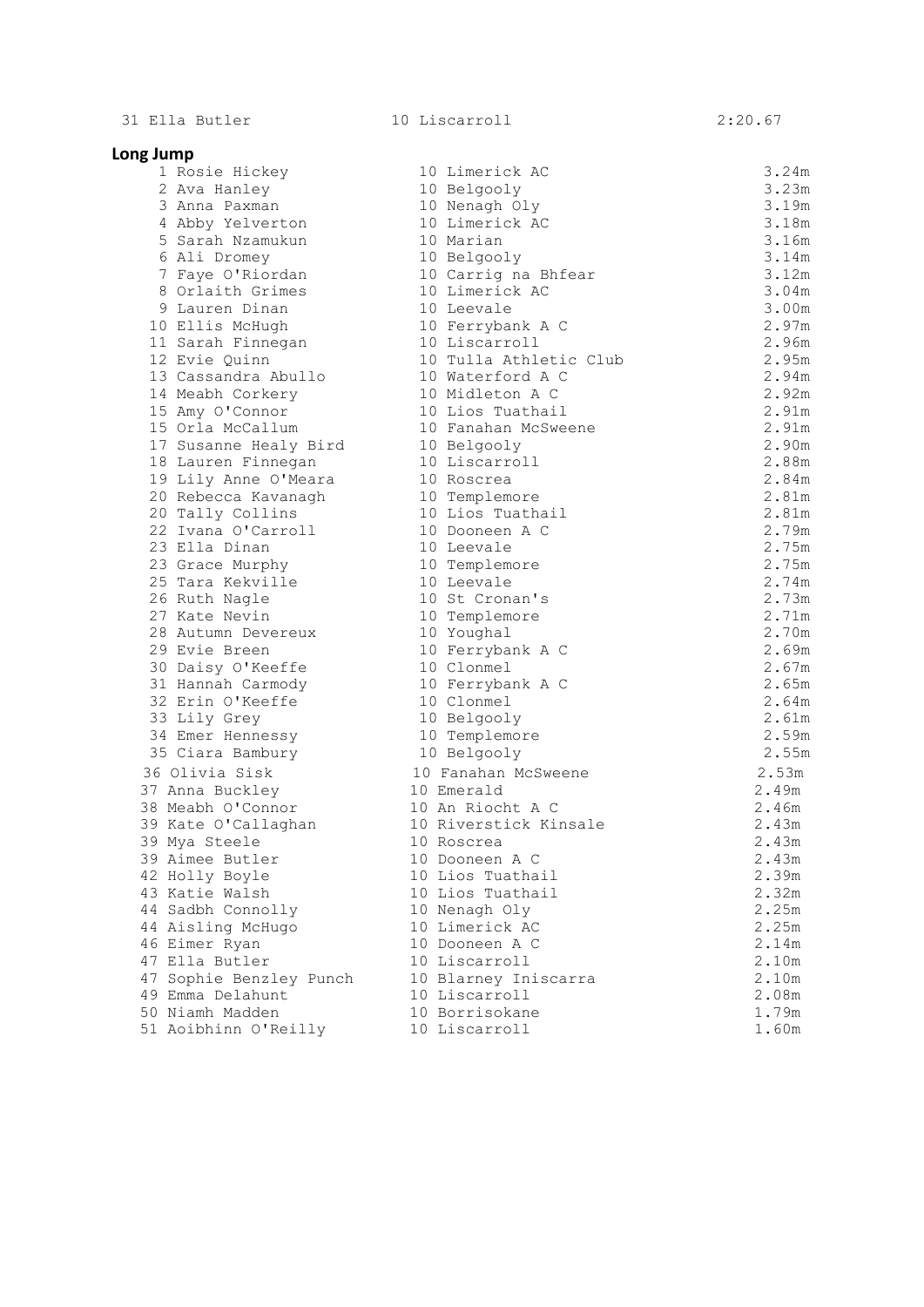| 31 | Ella Butler | 10 | Liscarroll | 2:20.67 |
|---|---|---|---|---|

## Long Jump

| Pos | Name | Age | Club | Result |
|---|---|---|---|---|
| 1 | Rosie Hickey | 10 | Limerick AC | 3.24m |
| 2 | Ava Hanley | 10 | Belgooly | 3.23m |
| 3 | Anna Paxman | 10 | Nenagh Oly | 3.19m |
| 4 | Abby Yelverton | 10 | Limerick AC | 3.18m |
| 5 | Sarah Nzamukun | 10 | Marian | 3.16m |
| 6 | Ali Dromey | 10 | Belgooly | 3.14m |
| 7 | Faye O'Riordan | 10 | Carrig na Bhfear | 3.12m |
| 8 | Orlaith Grimes | 10 | Limerick AC | 3.04m |
| 9 | Lauren Dinan | 10 | Leevale | 3.00m |
| 10 | Ellis McHugh | 10 | Ferrybank A C | 2.97m |
| 11 | Sarah Finnegan | 10 | Liscarroll | 2.96m |
| 12 | Evie Quinn | 10 | Tulla Athletic Club | 2.95m |
| 13 | Cassandra Abullo | 10 | Waterford A C | 2.94m |
| 14 | Meabh Corkery | 10 | Midleton A C | 2.92m |
| 15 | Amy O'Connor | 10 | Lios Tuathail | 2.91m |
| 15 | Orla McCallum | 10 | Fanahan McSweene | 2.91m |
| 17 | Susanne Healy Bird | 10 | Belgooly | 2.90m |
| 18 | Lauren Finnegan | 10 | Liscarroll | 2.88m |
| 19 | Lily Anne O'Meara | 10 | Roscrea | 2.84m |
| 20 | Rebecca Kavanagh | 10 | Templemore | 2.81m |
| 20 | Tally Collins | 10 | Lios Tuathail | 2.81m |
| 22 | Ivana O'Carroll | 10 | Dooneen A C | 2.79m |
| 23 | Ella Dinan | 10 | Leevale | 2.75m |
| 23 | Grace Murphy | 10 | Templemore | 2.75m |
| 25 | Tara Kekville | 10 | Leevale | 2.74m |
| 26 | Ruth Nagle | 10 | St Cronan's | 2.73m |
| 27 | Kate Nevin | 10 | Templemore | 2.71m |
| 28 | Autumn Devereux | 10 | Youghal | 2.70m |
| 29 | Evie Breen | 10 | Ferrybank A C | 2.69m |
| 30 | Daisy O'Keeffe | 10 | Clonmel | 2.67m |
| 31 | Hannah Carmody | 10 | Ferrybank A C | 2.65m |
| 32 | Erin O'Keeffe | 10 | Clonmel | 2.64m |
| 33 | Lily Grey | 10 | Belgooly | 2.61m |
| 34 | Emer Hennessy | 10 | Templemore | 2.59m |
| 35 | Ciara Bambury | 10 | Belgooly | 2.55m |
| 36 | Olivia Sisk | 10 | Fanahan McSweene | 2.53m |
| 37 | Anna Buckley | 10 | Emerald | 2.49m |
| 38 | Meabh O'Connor | 10 | An Riocht A C | 2.46m |
| 39 | Kate O'Callaghan | 10 | Riverstick Kinsale | 2.43m |
| 39 | Mya Steele | 10 | Roscrea | 2.43m |
| 39 | Aimee Butler | 10 | Dooneen A C | 2.43m |
| 42 | Holly Boyle | 10 | Lios Tuathail | 2.39m |
| 43 | Katie Walsh | 10 | Lios Tuathail | 2.32m |
| 44 | Sadbh Connolly | 10 | Nenagh Oly | 2.25m |
| 44 | Aisling McHugo | 10 | Limerick AC | 2.25m |
| 46 | Eimer Ryan | 10 | Dooneen A C | 2.14m |
| 47 | Ella Butler | 10 | Liscarroll | 2.10m |
| 47 | Sophie Benzley Punch | 10 | Blarney Iniscarra | 2.10m |
| 49 | Emma Delahunt | 10 | Liscarroll | 2.08m |
| 50 | Niamh Madden | 10 | Borrisokane | 1.79m |
| 51 | Aoibhinn O'Reilly | 10 | Liscarroll | 1.60m |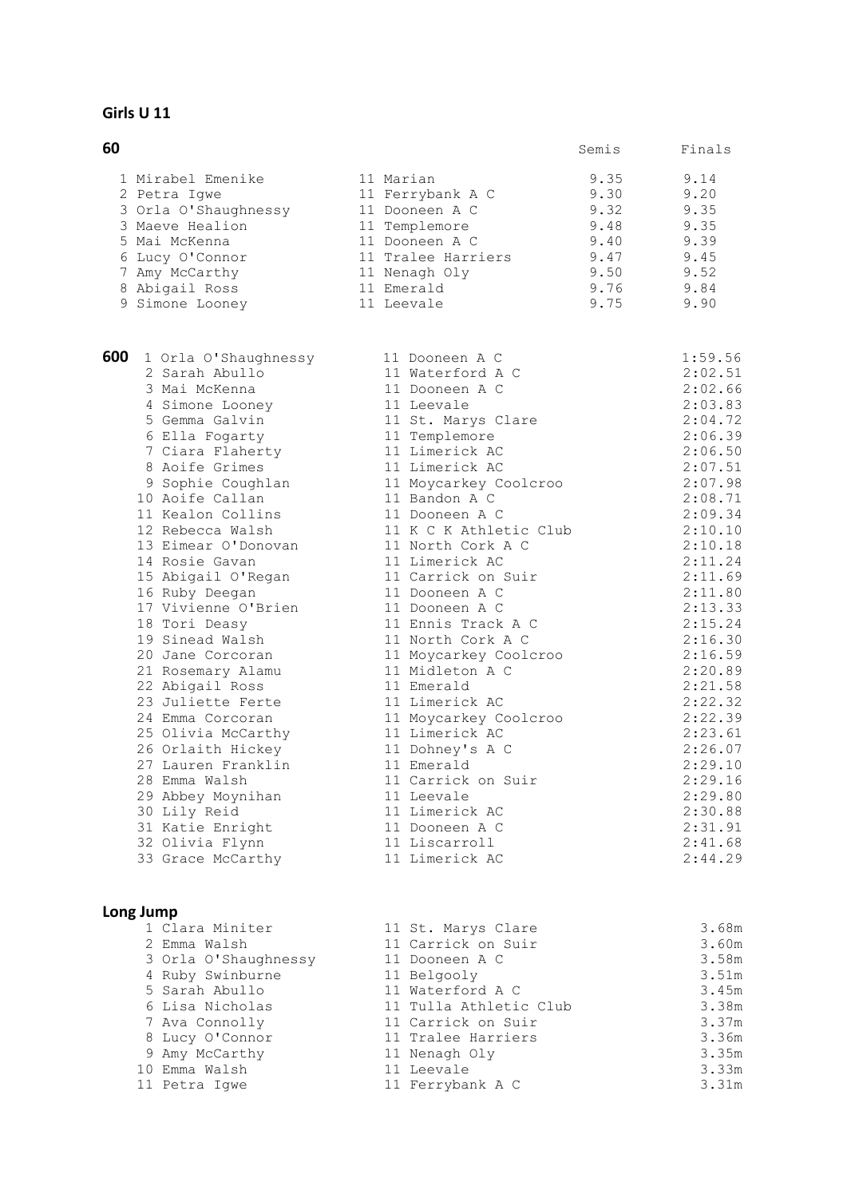## Girls U 11

### 60

| Pos | Name | Age | Club | Semis | Finals |
|---|---|---|---|---|---|
| 1 | Mirabel Emenike | 11 | Marian | 9.35 | 9.14 |
| 2 | Petra Igwe | 11 | Ferrybank A C | 9.30 | 9.20 |
| 3 | Orla O'Shaughnessy | 11 | Dooneen A C | 9.32 | 9.35 |
| 3 | Maeve Healion | 11 | Templemore | 9.48 | 9.35 |
| 5 | Mai McKenna | 11 | Dooneen A C | 9.40 | 9.39 |
| 6 | Lucy O'Connor | 11 | Tralee Harriers | 9.47 | 9.45 |
| 7 | Amy McCarthy | 11 | Nenagh Oly | 9.50 | 9.52 |
| 8 | Abigail Ross | 11 | Emerald | 9.76 | 9.84 |
| 9 | Simone Looney | 11 | Leevale | 9.75 | 9.90 |

### 600

| Pos | Name | Age | Club | Time |
|---|---|---|---|---|
| 1 | Orla O'Shaughnessy | 11 | Dooneen A C | 1:59.56 |
| 2 | Sarah Abullo | 11 | Waterford A C | 2:02.51 |
| 3 | Mai McKenna | 11 | Dooneen A C | 2:02.66 |
| 4 | Simone Looney | 11 | Leevale | 2:03.83 |
| 5 | Gemma Galvin | 11 | St. Marys Clare | 2:04.72 |
| 6 | Ella Fogarty | 11 | Templemore | 2:06.39 |
| 7 | Ciara Flaherty | 11 | Limerick AC | 2:06.50 |
| 8 | Aoife Grimes | 11 | Limerick AC | 2:07.51 |
| 9 | Sophie Coughlan | 11 | Moycarkey Coolcroo | 2:07.98 |
| 10 | Aoife Callan | 11 | Bandon A C | 2:08.71 |
| 11 | Kealon Collins | 11 | Dooneen A C | 2:09.34 |
| 12 | Rebecca Walsh | 11 | K C K Athletic Club | 2:10.10 |
| 13 | Eimear O'Donovan | 11 | North Cork A C | 2:10.18 |
| 14 | Rosie Gavan | 11 | Limerick AC | 2:11.24 |
| 15 | Abigail O'Regan | 11 | Carrick on Suir | 2:11.69 |
| 16 | Ruby Deegan | 11 | Dooneen A C | 2:11.80 |
| 17 | Vivienne O'Brien | 11 | Dooneen A C | 2:13.33 |
| 18 | Tori Deasy | 11 | Ennis Track A C | 2:15.24 |
| 19 | Sinead Walsh | 11 | North Cork A C | 2:16.30 |
| 20 | Jane Corcoran | 11 | Moycarkey Coolcroo | 2:16.59 |
| 21 | Rosemary Alamu | 11 | Midleton A C | 2:20.89 |
| 22 | Abigail Ross | 11 | Emerald | 2:21.58 |
| 23 | Juliette Ferte | 11 | Limerick AC | 2:22.32 |
| 24 | Emma Corcoran | 11 | Moycarkey Coolcroo | 2:22.39 |
| 25 | Olivia McCarthy | 11 | Limerick AC | 2:23.61 |
| 26 | Orlaith Hickey | 11 | Dohney's A C | 2:26.07 |
| 27 | Lauren Franklin | 11 | Emerald | 2:29.10 |
| 28 | Emma Walsh | 11 | Carrick on Suir | 2:29.16 |
| 29 | Abbey Moynihan | 11 | Leevale | 2:29.80 |
| 30 | Lily Reid | 11 | Limerick AC | 2:30.88 |
| 31 | Katie Enright | 11 | Dooneen A C | 2:31.91 |
| 32 | Olivia Flynn | 11 | Liscarroll | 2:41.68 |
| 33 | Grace McCarthy | 11 | Limerick AC | 2:44.29 |

### Long Jump

| Pos | Name | Age | Club | Distance |
|---|---|---|---|---|
| 1 | Clara Miniter | 11 | St. Marys Clare | 3.68m |
| 2 | Emma Walsh | 11 | Carrick on Suir | 3.60m |
| 3 | Orla O'Shaughnessy | 11 | Dooneen A C | 3.58m |
| 4 | Ruby Swinburne | 11 | Belgooly | 3.51m |
| 5 | Sarah Abullo | 11 | Waterford A C | 3.45m |
| 6 | Lisa Nicholas | 11 | Tulla Athletic Club | 3.38m |
| 7 | Ava Connolly | 11 | Carrick on Suir | 3.37m |
| 8 | Lucy O'Connor | 11 | Tralee Harriers | 3.36m |
| 9 | Amy McCarthy | 11 | Nenagh Oly | 3.35m |
| 10 | Emma Walsh | 11 | Leevale | 3.33m |
| 11 | Petra Igwe | 11 | Ferrybank A C | 3.31m |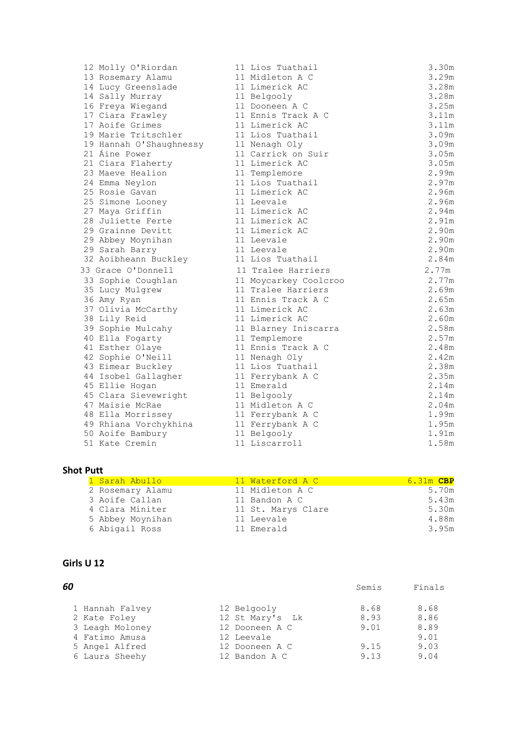| | | | |
|---|---|---|---|
| 12 | Molly O'Riordan | 11 Lios Tuathail | 3.30m |
| 13 | Rosemary Alamu | 11 Midleton A C | 3.29m |
| 14 | Lucy Greenslade | 11 Limerick AC | 3.28m |
| 14 | Sally Murray | 11 Belgooly | 3.28m |
| 16 | Freya Wiegand | 11 Dooneen A C | 3.25m |
| 17 | Ciara Frawley | 11 Ennis Track A C | 3.11m |
| 17 | Aoife Grimes | 11 Limerick AC | 3.11m |
| 19 | Marie Tritschler | 11 Lios Tuathail | 3.09m |
| 19 | Hannah O'Shaughnessy | 11 Nenagh Oly | 3.09m |
| 21 | Áine Power | 11 Carrick on Suir | 3.05m |
| 21 | Ciara Flaherty | 11 Limerick AC | 3.05m |
| 23 | Maeve Healion | 11 Templemore | 2.99m |
| 24 | Emma Neylon | 11 Lios Tuathail | 2.97m |
| 25 | Rosie Gavan | 11 Limerick AC | 2.96m |
| 25 | Simone Looney | 11 Leevale | 2.96m |
| 27 | Maya Griffin | 11 Limerick AC | 2.94m |
| 28 | Juliette Ferte | 11 Limerick AC | 2.91m |
| 29 | Grainne Devitt | 11 Limerick AC | 2.90m |
| 29 | Abbey Moynihan | 11 Leevale | 2.90m |
| 29 | Sarah Barry | 11 Leevale | 2.90m |
| 32 | Aoibheann Buckley | 11 Lios Tuathail | 2.84m |
| 33 | Grace O'Donnell | 11 Tralee Harriers | 2.77m |
| 33 | Sophie Coughlan | 11 Moycarkey Coolcroo | 2.77m |
| 35 | Lucy Mulgrew | 11 Tralee Harriers | 2.69m |
| 36 | Amy Ryan | 11 Ennis Track A C | 2.65m |
| 37 | Olivia McCarthy | 11 Limerick AC | 2.63m |
| 38 | Lily Reid | 11 Limerick AC | 2.60m |
| 39 | Sophie Mulcahy | 11 Blarney Iniscarra | 2.58m |
| 40 | Ella Fogarty | 11 Templemore | 2.57m |
| 41 | Esther Olaye | 11 Ennis Track A C | 2.48m |
| 42 | Sophie O'Neill | 11 Nenagh Oly | 2.42m |
| 43 | Eimear Buckley | 11 Lios Tuathail | 2.38m |
| 44 | Isobel Gallagher | 11 Ferrybank A C | 2.35m |
| 45 | Ellie Hogan | 11 Emerald | 2.14m |
| 45 | Clara Sievewright | 11 Belgooly | 2.14m |
| 47 | Maisie McRae | 11 Midleton A C | 2.04m |
| 48 | Ella Morrissey | 11 Ferrybank A C | 1.99m |
| 49 | Rhiana Vorchykhina | 11 Ferrybank A C | 1.95m |
| 50 | Aoife Bambury | 11 Belgooly | 1.91m |
| 51 | Kate Cremin | 11 Liscarroll | 1.58m |

## Shot Putt

| | | | |
|---|---|---|---|
| 1 | Sarah Abullo | 11 Waterford A C | 6.31m **CBP** |
| 2 | Rosemary Alamu | 11 Midleton A C | 5.70m |
| 3 | Aoife Callan | 11 Bandon A C | 5.43m |
| 4 | Clara Miniter | 11 St. Marys Clare | 5.30m |
| 5 | Abbey Moynihan | 11 Leevale | 4.88m |
| 6 | Abigail Ross | 11 Emerald | 3.95m |

## Girls U 12

### *60*

| | | | Semis | Finals |
|---|---|---|---|---|
| 1 | Hannah Falvey | 12 Belgooly | 8.68 | 8.68 |
| 2 | Kate Foley | 12 St Mary's Lk | 8.93 | 8.86 |
| 3 | Leagh Moloney | 12 Dooneen A C | 9.01 | 8.89 |
| 4 | Fatimo Amusa | 12 Leevale | | 9.01 |
| 5 | Angel Alfred | 12 Dooneen A C | 9.15 | 9.03 |
| 6 | Laura Sheehy | 12 Bandon A C | 9.13 | 9.04 |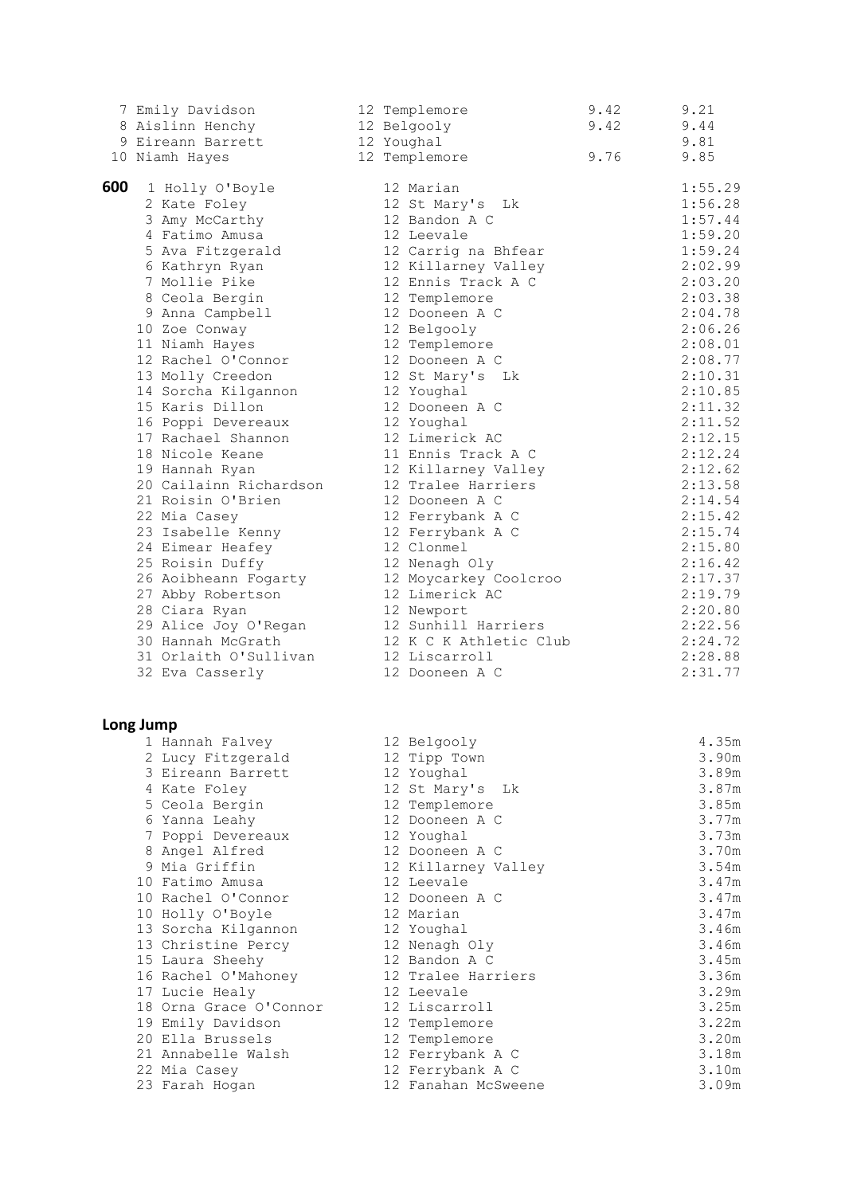| Place | Name | Age | Club | Heat | Final |
|---|---|---|---|---|---|
| 7 | Emily Davidson | 12 | Templemore | 9.42 | 9.21 |
| 8 | Aislinn Henchy | 12 | Belgooly | 9.42 | 9.44 |
| 9 | Eireann Barrett | 12 | Youghal | | 9.81 |
| 10 | Niamh Hayes | 12 | Templemore | 9.76 | 9.85 |

## 600

| Place | Name | Age | Club | Time |
|---|---|---|---|---|
| 1 | Holly O'Boyle | 12 | Marian | 1:55.29 |
| 2 | Kate Foley | 12 | St Mary's Lk | 1:56.28 |
| 3 | Amy McCarthy | 12 | Bandon A C | 1:57.44 |
| 4 | Fatimo Amusa | 12 | Leevale | 1:59.20 |
| 5 | Ava Fitzgerald | 12 | Carrig na Bhfear | 1:59.24 |
| 6 | Kathryn Ryan | 12 | Killarney Valley | 2:02.99 |
| 7 | Mollie Pike | 12 | Ennis Track A C | 2:03.20 |
| 8 | Ceola Bergin | 12 | Templemore | 2:03.38 |
| 9 | Anna Campbell | 12 | Dooneen A C | 2:04.78 |
| 10 | Zoe Conway | 12 | Belgooly | 2:06.26 |
| 11 | Niamh Hayes | 12 | Templemore | 2:08.01 |
| 12 | Rachel O'Connor | 12 | Dooneen A C | 2:08.77 |
| 13 | Molly Creedon | 12 | St Mary's Lk | 2:10.31 |
| 14 | Sorcha Kilgannon | 12 | Youghal | 2:10.85 |
| 15 | Karis Dillon | 12 | Dooneen A C | 2:11.32 |
| 16 | Poppi Devereaux | 12 | Youghal | 2:11.52 |
| 17 | Rachael Shannon | 12 | Limerick AC | 2:12.15 |
| 18 | Nicole Keane | 11 | Ennis Track A C | 2:12.24 |
| 19 | Hannah Ryan | 12 | Killarney Valley | 2:12.62 |
| 20 | Cailainn Richardson | 12 | Tralee Harriers | 2:13.58 |
| 21 | Roisin O'Brien | 12 | Dooneen A C | 2:14.54 |
| 22 | Mia Casey | 12 | Ferrybank A C | 2:15.42 |
| 23 | Isabelle Kenny | 12 | Ferrybank A C | 2:15.74 |
| 24 | Eimear Heafey | 12 | Clonmel | 2:15.80 |
| 25 | Roisin Duffy | 12 | Nenagh Oly | 2:16.42 |
| 26 | Aoibheann Fogarty | 12 | Moycarkey Coolcroo | 2:17.37 |
| 27 | Abby Robertson | 12 | Limerick AC | 2:19.79 |
| 28 | Ciara Ryan | 12 | Newport | 2:20.80 |
| 29 | Alice Joy O'Regan | 12 | Sunhill Harriers | 2:22.56 |
| 30 | Hannah McGrath | 12 | K C K Athletic Club | 2:24.72 |
| 31 | Orlaith O'Sullivan | 12 | Liscarroll | 2:28.88 |
| 32 | Eva Casserly | 12 | Dooneen A C | 2:31.77 |

## Long Jump

| Place | Name | Age | Club | Distance |
|---|---|---|---|---|
| 1 | Hannah Falvey | 12 | Belgooly | 4.35m |
| 2 | Lucy Fitzgerald | 12 | Tipp Town | 3.90m |
| 3 | Eireann Barrett | 12 | Youghal | 3.89m |
| 4 | Kate Foley | 12 | St Mary's Lk | 3.87m |
| 5 | Ceola Bergin | 12 | Templemore | 3.85m |
| 6 | Yanna Leahy | 12 | Dooneen A C | 3.77m |
| 7 | Poppi Devereaux | 12 | Youghal | 3.73m |
| 8 | Angel Alfred | 12 | Dooneen A C | 3.70m |
| 9 | Mia Griffin | 12 | Killarney Valley | 3.54m |
| 10 | Fatimo Amusa | 12 | Leevale | 3.47m |
| 10 | Rachel O'Connor | 12 | Dooneen A C | 3.47m |
| 10 | Holly O'Boyle | 12 | Marian | 3.47m |
| 13 | Sorcha Kilgannon | 12 | Youghal | 3.46m |
| 13 | Christine Percy | 12 | Nenagh Oly | 3.46m |
| 15 | Laura Sheehy | 12 | Bandon A C | 3.45m |
| 16 | Rachel O'Mahoney | 12 | Tralee Harriers | 3.36m |
| 17 | Lucie Healy | 12 | Leevale | 3.29m |
| 18 | Orna Grace O'Connor | 12 | Liscarroll | 3.25m |
| 19 | Emily Davidson | 12 | Templemore | 3.22m |
| 20 | Ella Brussels | 12 | Templemore | 3.20m |
| 21 | Annabelle Walsh | 12 | Ferrybank A C | 3.18m |
| 22 | Mia Casey | 12 | Ferrybank A C | 3.10m |
| 23 | Farah Hogan | 12 | Fanahan McSweene | 3.09m |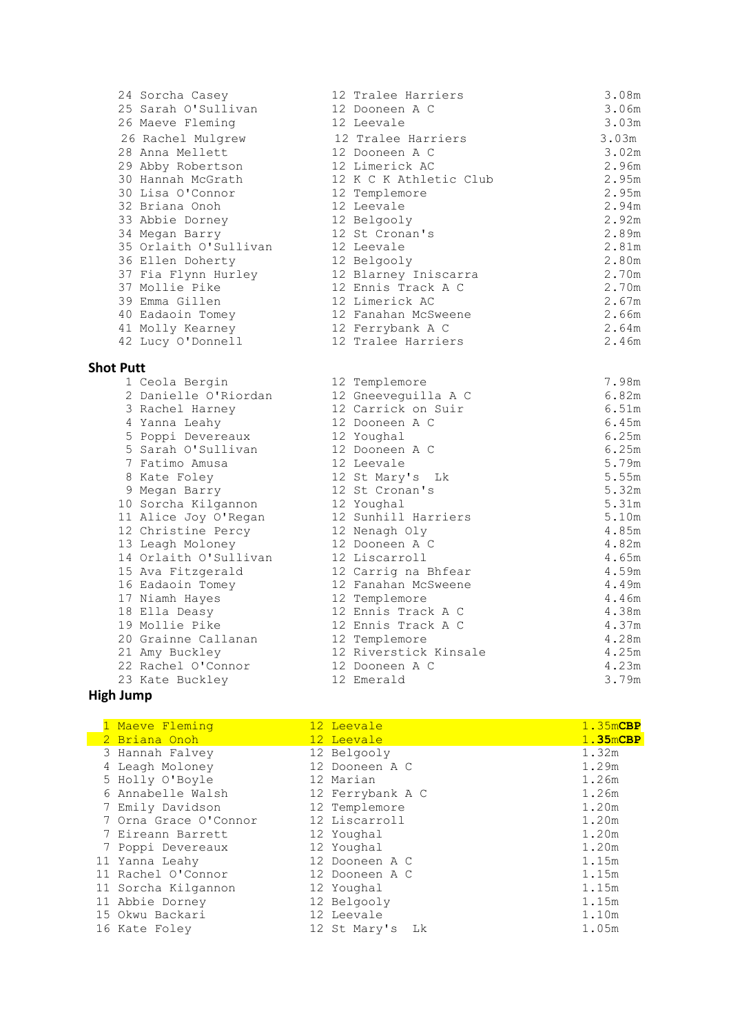| | | | |
|---|---|---|---|
| 24 | Sorcha Casey | 12 Tralee Harriers | 3.08m |
| 25 | Sarah O'Sullivan | 12 Dooneen A C | 3.06m |
| 26 | Maeve Fleming | 12 Leevale | 3.03m |
| 26 | Rachel Mulgrew | 12 Tralee Harriers | 3.03m |
| 28 | Anna Mellett | 12 Dooneen A C | 3.02m |
| 29 | Abby Robertson | 12 Limerick AC | 2.96m |
| 30 | Hannah McGrath | 12 K C K Athletic Club | 2.95m |
| 30 | Lisa O'Connor | 12 Templemore | 2.95m |
| 32 | Briana Onoh | 12 Leevale | 2.94m |
| 33 | Abbie Dorney | 12 Belgooly | 2.92m |
| 34 | Megan Barry | 12 St Cronan's | 2.89m |
| 35 | Orlaith O'Sullivan | 12 Leevale | 2.81m |
| 36 | Ellen Doherty | 12 Belgooly | 2.80m |
| 37 | Fia Flynn Hurley | 12 Blarney Iniscarra | 2.70m |
| 37 | Mollie Pike | 12 Ennis Track A C | 2.70m |
| 39 | Emma Gillen | 12 Limerick AC | 2.67m |
| 40 | Eadaoin Tomey | 12 Fanahan McSweene | 2.66m |
| 41 | Molly Kearney | 12 Ferrybank A C | 2.64m |
| 42 | Lucy O'Donnell | 12 Tralee Harriers | 2.46m |

**Shot Putt**

| | | | |
|---|---|---|---|
| 1 | Ceola Bergin | 12 Templemore | 7.98m |
| 2 | Danielle O'Riordan | 12 Gneeveguilla A C | 6.82m |
| 3 | Rachel Harney | 12 Carrick on Suir | 6.51m |
| 4 | Yanna Leahy | 12 Dooneen A C | 6.45m |
| 5 | Poppi Devereaux | 12 Youghal | 6.25m |
| 5 | Sarah O'Sullivan | 12 Dooneen A C | 6.25m |
| 7 | Fatimo Amusa | 12 Leevale | 5.79m |
| 8 | Kate Foley | 12 St Mary's Lk | 5.55m |
| 9 | Megan Barry | 12 St Cronan's | 5.32m |
| 10 | Sorcha Kilgannon | 12 Youghal | 5.31m |
| 11 | Alice Joy O'Regan | 12 Sunhill Harriers | 5.10m |
| 12 | Christine Percy | 12 Nenagh Oly | 4.85m |
| 13 | Leagh Moloney | 12 Dooneen A C | 4.82m |
| 14 | Orlaith O'Sullivan | 12 Liscarroll | 4.65m |
| 15 | Ava Fitzgerald | 12 Carrig na Bhfear | 4.59m |
| 16 | Eadaoin Tomey | 12 Fanahan McSweene | 4.49m |
| 17 | Niamh Hayes | 12 Templemore | 4.46m |
| 18 | Ella Deasy | 12 Ennis Track A C | 4.38m |
| 19 | Mollie Pike | 12 Ennis Track A C | 4.37m |
| 20 | Grainne Callanan | 12 Templemore | 4.28m |
| 21 | Amy Buckley | 12 Riverstick Kinsale | 4.25m |
| 22 | Rachel O'Connor | 12 Dooneen A C | 4.23m |
| 23 | Kate Buckley | 12 Emerald | 3.79m |

**High Jump**

| | | | |
|---|---|---|---|
| 1 | Maeve Fleming | 12 Leevale | 1.35m**CBP** |
| 2 | Briana Onoh | 12 Leevale | 1.35m**CBP** |
| 3 | Hannah Falvey | 12 Belgooly | 1.32m |
| 4 | Leagh Moloney | 12 Dooneen A C | 1.29m |
| 5 | Holly O'Boyle | 12 Marian | 1.26m |
| 6 | Annabelle Walsh | 12 Ferrybank A C | 1.26m |
| 7 | Emily Davidson | 12 Templemore | 1.20m |
| 7 | Orna Grace O'Connor | 12 Liscarroll | 1.20m |
| 7 | Eireann Barrett | 12 Youghal | 1.20m |
| 7 | Poppi Devereaux | 12 Youghal | 1.20m |
| 11 | Yanna Leahy | 12 Dooneen A C | 1.15m |
| 11 | Rachel O'Connor | 12 Dooneen A C | 1.15m |
| 11 | Sorcha Kilgannon | 12 Youghal | 1.15m |
| 11 | Abbie Dorney | 12 Belgooly | 1.15m |
| 15 | Okwu Backari | 12 Leevale | 1.10m |
| 16 | Kate Foley | 12 St Mary's Lk | 1.05m |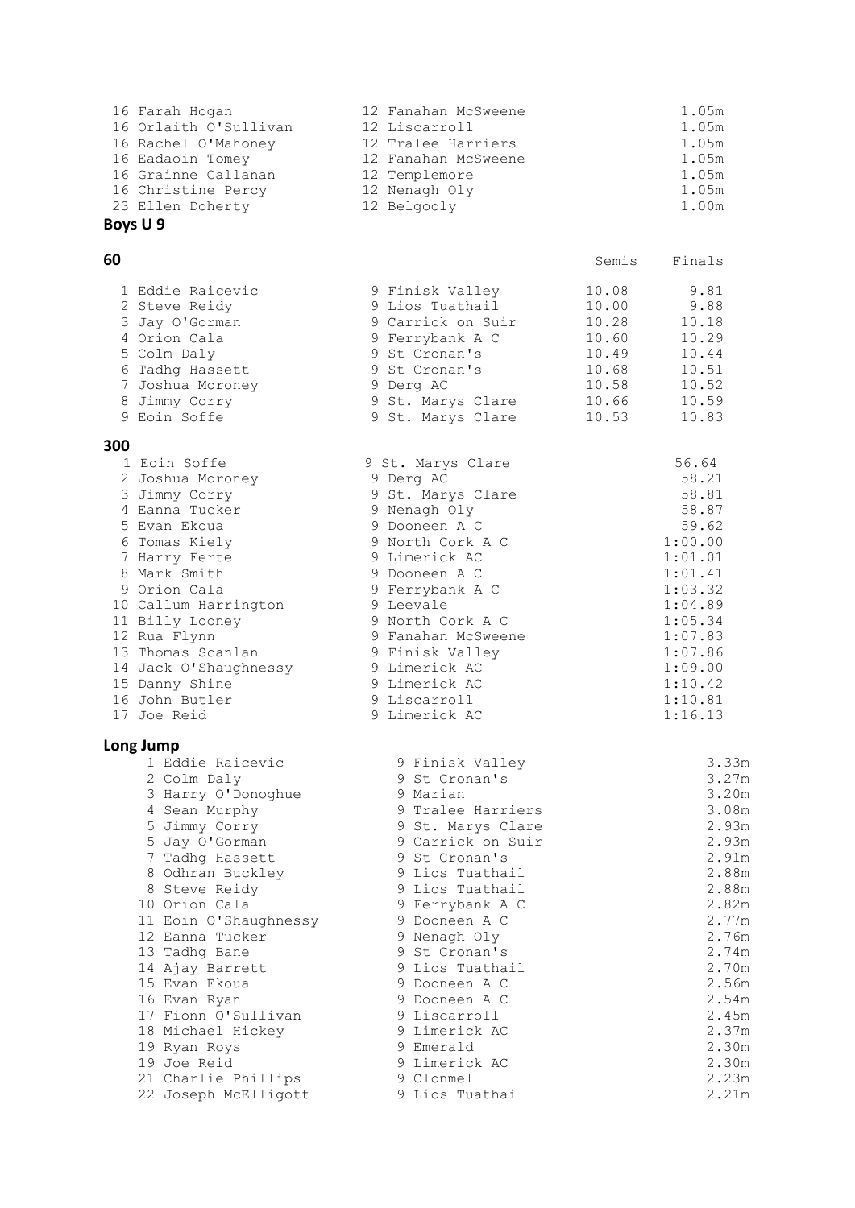| | | | |
|---|---|---|---|
| 16 | Farah Hogan | 12 Fanahan McSweene | 1.05m |
| 16 | Orlaith O'Sullivan | 12 Liscarroll | 1.05m |
| 16 | Rachel O'Mahoney | 12 Tralee Harriers | 1.05m |
| 16 | Eadaoin Tomey | 12 Fanahan McSweene | 1.05m |
| 16 | Grainne Callanan | 12 Templemore | 1.05m |
| 16 | Christine Percy | 12 Nenagh Oly | 1.05m |
| 23 | Ellen Doherty | 12 Belgooly | 1.00m |

**Boys U 9**

**60**

| | | | Semis | Finals |
|---|---|---|---|---|
| 1 | Eddie Raicevic | 9 Finisk Valley | 10.08 | 9.81 |
| 2 | Steve Reidy | 9 Lios Tuathail | 10.00 | 9.88 |
| 3 | Jay O'Gorman | 9 Carrick on Suir | 10.28 | 10.18 |
| 4 | Orion Cala | 9 Ferrybank A C | 10.60 | 10.29 |
| 5 | Colm Daly | 9 St Cronan's | 10.49 | 10.44 |
| 6 | Tadhg Hassett | 9 St Cronan's | 10.68 | 10.51 |
| 7 | Joshua Moroney | 9 Derg AC | 10.58 | 10.52 |
| 8 | Jimmy Corry | 9 St. Marys Clare | 10.66 | 10.59 |
| 9 | Eoin Soffe | 9 St. Marys Clare | 10.53 | 10.83 |

**300**

| | | | |
|---|---|---|---|
| 1 | Eoin Soffe | 9 St. Marys Clare | 56.64 |
| 2 | Joshua Moroney | 9 Derg AC | 58.21 |
| 3 | Jimmy Corry | 9 St. Marys Clare | 58.81 |
| 4 | Eanna Tucker | 9 Nenagh Oly | 58.87 |
| 5 | Evan Ekoua | 9 Dooneen A C | 59.62 |
| 6 | Tomas Kiely | 9 North Cork A C | 1:00.00 |
| 7 | Harry Ferte | 9 Limerick AC | 1:01.01 |
| 8 | Mark Smith | 9 Dooneen A C | 1:01.41 |
| 9 | Orion Cala | 9 Ferrybank A C | 1:03.32 |
| 10 | Callum Harrington | 9 Leevale | 1:04.89 |
| 11 | Billy Looney | 9 North Cork A C | 1:05.34 |
| 12 | Rua Flynn | 9 Fanahan McSweene | 1:07.83 |
| 13 | Thomas Scanlan | 9 Finisk Valley | 1:07.86 |
| 14 | Jack O'Shaughnessy | 9 Limerick AC | 1:09.00 |
| 15 | Danny Shine | 9 Limerick AC | 1:10.42 |
| 16 | John Butler | 9 Liscarroll | 1:10.81 |
| 17 | Joe Reid | 9 Limerick AC | 1:16.13 |

**Long Jump**

| | | | |
|---|---|---|---|
| 1 | Eddie Raicevic | 9 Finisk Valley | 3.33m |
| 2 | Colm Daly | 9 St Cronan's | 3.27m |
| 3 | Harry O'Donoghue | 9 Marian | 3.20m |
| 4 | Sean Murphy | 9 Tralee Harriers | 3.08m |
| 5 | Jimmy Corry | 9 St. Marys Clare | 2.93m |
| 5 | Jay O'Gorman | 9 Carrick on Suir | 2.93m |
| 7 | Tadhg Hassett | 9 St Cronan's | 2.91m |
| 8 | Odhran Buckley | 9 Lios Tuathail | 2.88m |
| 8 | Steve Reidy | 9 Lios Tuathail | 2.88m |
| 10 | Orion Cala | 9 Ferrybank A C | 2.82m |
| 11 | Eoin O'Shaughnessy | 9 Dooneen A C | 2.77m |
| 12 | Eanna Tucker | 9 Nenagh Oly | 2.76m |
| 13 | Tadhg Bane | 9 St Cronan's | 2.74m |
| 14 | Ajay Barrett | 9 Lios Tuathail | 2.70m |
| 15 | Evan Ekoua | 9 Dooneen A C | 2.56m |
| 16 | Evan Ryan | 9 Dooneen A C | 2.54m |
| 17 | Fionn O'Sullivan | 9 Liscarroll | 2.45m |
| 18 | Michael Hickey | 9 Limerick AC | 2.37m |
| 19 | Ryan Roys | 9 Emerald | 2.30m |
| 19 | Joe Reid | 9 Limerick AC | 2.30m |
| 21 | Charlie Phillips | 9 Clonmel | 2.23m |
| 22 | Joseph McElligott | 9 Lios Tuathail | 2.21m |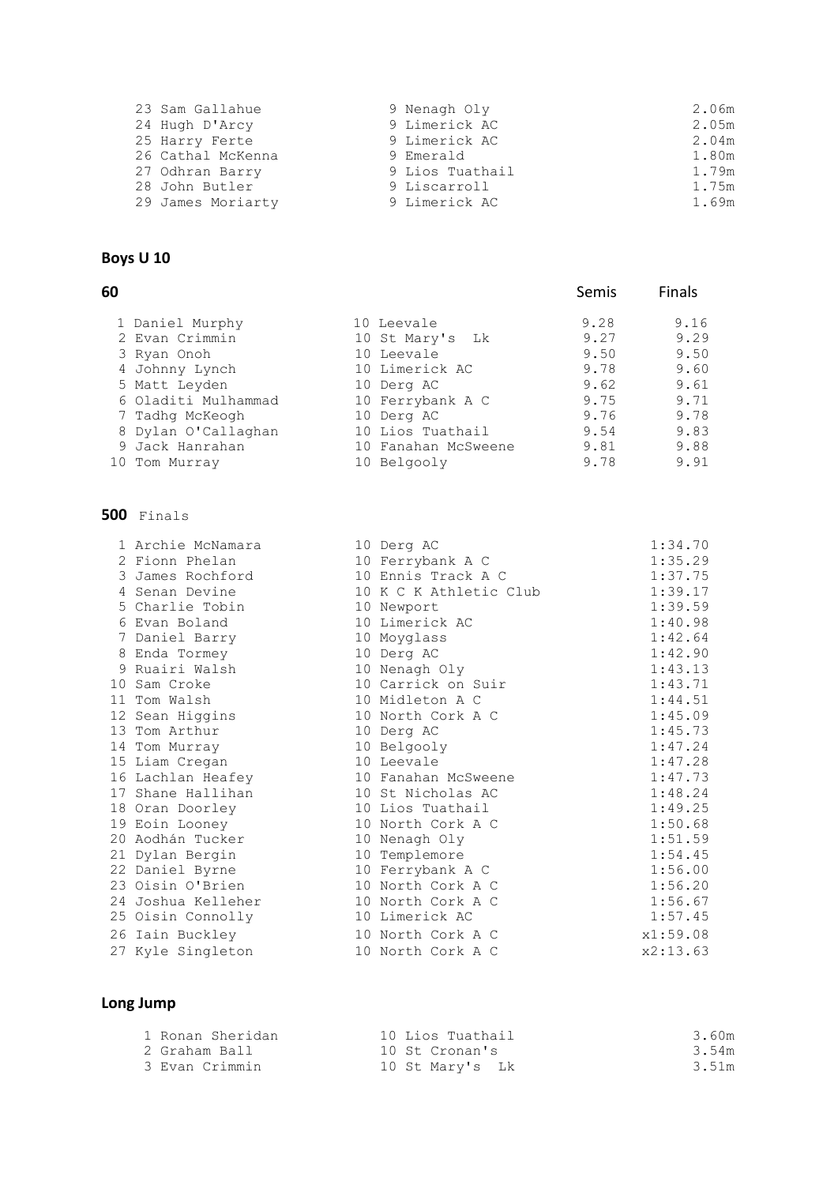| | | | |
|---|---|---|---|
| 23 | Sam Gallahue | 9 Nenagh Oly | 2.06m |
| 24 | Hugh D'Arcy | 9 Limerick AC | 2.05m |
| 25 | Harry Ferte | 9 Limerick AC | 2.04m |
| 26 | Cathal McKenna | 9 Emerald | 1.80m |
| 27 | Odhran Barry | 9 Lios Tuathail | 1.79m |
| 28 | John Butler | 9 Liscarroll | 1.75m |
| 29 | James Moriarty | 9 Limerick AC | 1.69m |

## Boys U 10

### 60

| | | | Semis | Finals |
|---|---|---|---|---|
| 1 | Daniel Murphy | 10 Leevale | 9.28 | 9.16 |
| 2 | Evan Crimmin | 10 St Mary's Lk | 9.27 | 9.29 |
| 3 | Ryan Onoh | 10 Leevale | 9.50 | 9.50 |
| 4 | Johnny Lynch | 10 Limerick AC | 9.78 | 9.60 |
| 5 | Matt Leyden | 10 Derg AC | 9.62 | 9.61 |
| 6 | Oladiti Mulhammad | 10 Ferrybank A C | 9.75 | 9.71 |
| 7 | Tadhg McKeogh | 10 Derg AC | 9.76 | 9.78 |
| 8 | Dylan O'Callaghan | 10 Lios Tuathail | 9.54 | 9.83 |
| 9 | Jack Hanrahan | 10 Fanahan McSweene | 9.81 | 9.88 |
| 10 | Tom Murray | 10 Belgooly | 9.78 | 9.91 |

### 500 Finals

| | | | |
|---|---|---|---|
| 1 | Archie McNamara | 10 Derg AC | 1:34.70 |
| 2 | Fionn Phelan | 10 Ferrybank A C | 1:35.29 |
| 3 | James Rochford | 10 Ennis Track A C | 1:37.75 |
| 4 | Senan Devine | 10 K C K Athletic Club | 1:39.17 |
| 5 | Charlie Tobin | 10 Newport | 1:39.59 |
| 6 | Evan Boland | 10 Limerick AC | 1:40.98 |
| 7 | Daniel Barry | 10 Moyglass | 1:42.64 |
| 8 | Enda Tormey | 10 Derg AC | 1:42.90 |
| 9 | Ruairi Walsh | 10 Nenagh Oly | 1:43.13 |
| 10 | Sam Croke | 10 Carrick on Suir | 1:43.71 |
| 11 | Tom Walsh | 10 Midleton A C | 1:44.51 |
| 12 | Sean Higgins | 10 North Cork A C | 1:45.09 |
| 13 | Tom Arthur | 10 Derg AC | 1:45.73 |
| 14 | Tom Murray | 10 Belgooly | 1:47.24 |
| 15 | Liam Cregan | 10 Leevale | 1:47.28 |
| 16 | Lachlan Heafey | 10 Fanahan McSweene | 1:47.73 |
| 17 | Shane Hallihan | 10 St Nicholas AC | 1:48.24 |
| 18 | Oran Doorley | 10 Lios Tuathail | 1:49.25 |
| 19 | Eoin Looney | 10 North Cork A C | 1:50.68 |
| 20 | Aodhán Tucker | 10 Nenagh Oly | 1:51.59 |
| 21 | Dylan Bergin | 10 Templemore | 1:54.45 |
| 22 | Daniel Byrne | 10 Ferrybank A C | 1:56.00 |
| 23 | Oisin O'Brien | 10 North Cork A C | 1:56.20 |
| 24 | Joshua Kelleher | 10 North Cork A C | 1:56.67 |
| 25 | Oisin Connolly | 10 Limerick AC | 1:57.45 |
| 26 | Iain Buckley | 10 North Cork A C | x1:59.08 |
| 27 | Kyle Singleton | 10 North Cork A C | x2:13.63 |

### Long Jump

| | | | |
|---|---|---|---|
| 1 | Ronan Sheridan | 10 Lios Tuathail | 3.60m |
| 2 | Graham Ball | 10 St Cronan's | 3.54m |
| 3 | Evan Crimmin | 10 St Mary's Lk | 3.51m |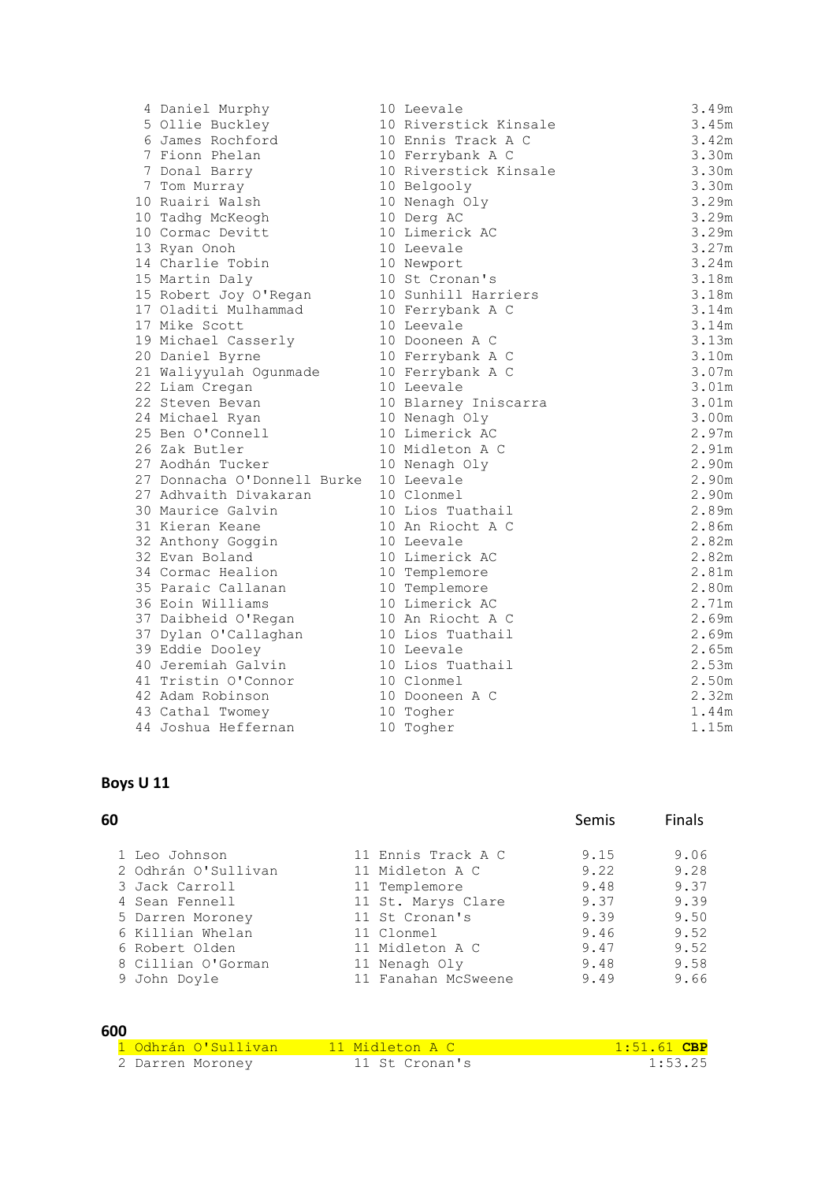| Pos | Name | Age | Club | Mark |
|---|---|---|---|---|
| 4 | Daniel Murphy | 10 | Leevale | 3.49m |
| 5 | Ollie Buckley | 10 | Riverstick Kinsale | 3.45m |
| 6 | James Rochford | 10 | Ennis Track A C | 3.42m |
| 7 | Fionn Phelan | 10 | Ferrybank A C | 3.30m |
| 7 | Donal Barry | 10 | Riverstick Kinsale | 3.30m |
| 7 | Tom Murray | 10 | Belgooly | 3.30m |
| 10 | Ruairi Walsh | 10 | Nenagh Oly | 3.29m |
| 10 | Tadhg McKeogh | 10 | Derg AC | 3.29m |
| 10 | Cormac Devitt | 10 | Limerick AC | 3.29m |
| 13 | Ryan Onoh | 10 | Leevale | 3.27m |
| 14 | Charlie Tobin | 10 | Newport | 3.24m |
| 15 | Martin Daly | 10 | St Cronan's | 3.18m |
| 15 | Robert Joy O'Regan | 10 | Sunhill Harriers | 3.18m |
| 17 | Oladiti Mulhammad | 10 | Ferrybank A C | 3.14m |
| 17 | Mike Scott | 10 | Leevale | 3.14m |
| 19 | Michael Casserly | 10 | Dooneen A C | 3.13m |
| 20 | Daniel Byrne | 10 | Ferrybank A C | 3.10m |
| 21 | Waliyyulah Ogunmade | 10 | Ferrybank A C | 3.07m |
| 22 | Liam Cregan | 10 | Leevale | 3.01m |
| 22 | Steven Bevan | 10 | Blarney Iniscarra | 3.01m |
| 24 | Michael Ryan | 10 | Nenagh Oly | 3.00m |
| 25 | Ben O'Connell | 10 | Limerick AC | 2.97m |
| 26 | Zak Butler | 10 | Midleton A C | 2.91m |
| 27 | Aodhán Tucker | 10 | Nenagh Oly | 2.90m |
| 27 | Donnacha O'Donnell Burke | 10 | Leevale | 2.90m |
| 27 | Adhvaith Divakaran | 10 | Clonmel | 2.90m |
| 30 | Maurice Galvin | 10 | Lios Tuathail | 2.89m |
| 31 | Kieran Keane | 10 | An Riocht A C | 2.86m |
| 32 | Anthony Goggin | 10 | Leevale | 2.82m |
| 32 | Evan Boland | 10 | Limerick AC | 2.82m |
| 34 | Cormac Healion | 10 | Templemore | 2.81m |
| 35 | Paraic Callanan | 10 | Templemore | 2.80m |
| 36 | Eoin Williams | 10 | Limerick AC | 2.71m |
| 37 | Daibheid O'Regan | 10 | An Riocht A C | 2.69m |
| 37 | Dylan O'Callaghan | 10 | Lios Tuathail | 2.69m |
| 39 | Eddie Dooley | 10 | Leevale | 2.65m |
| 40 | Jeremiah Galvin | 10 | Lios Tuathail | 2.53m |
| 41 | Tristin O'Connor | 10 | Clonmel | 2.50m |
| 42 | Adam Robinson | 10 | Dooneen A C | 2.32m |
| 43 | Cathal Twomey | 10 | Togher | 1.44m |
| 44 | Joshua Heffernan | 10 | Togher | 1.15m |

## Boys U 11

### 60

| Pos | Name | Age | Club | Semis | Finals |
|---|---|---|---|---|---|
| 1 | Leo Johnson | 11 | Ennis Track A C | 9.15 | 9.06 |
| 2 | Odhrán O'Sullivan | 11 | Midleton A C | 9.22 | 9.28 |
| 3 | Jack Carroll | 11 | Templemore | 9.48 | 9.37 |
| 4 | Sean Fennell | 11 | St. Marys Clare | 9.37 | 9.39 |
| 5 | Darren Moroney | 11 | St Cronan's | 9.39 | 9.50 |
| 6 | Killian Whelan | 11 | Clonmel | 9.46 | 9.52 |
| 6 | Robert Olden | 11 | Midleton A C | 9.47 | 9.52 |
| 8 | Cillian O'Gorman | 11 | Nenagh Oly | 9.48 | 9.58 |
| 9 | John Doyle | 11 | Fanahan McSweene | 9.49 | 9.66 |

### 600

| Pos | Name | Age | Club | Time |
|---|---|---|---|---|
| 1 | Odhrán O'Sullivan | 11 | Midleton A C | 1:51.61 **CBP** |
| 2 | Darren Moroney | 11 | St Cronan's | 1:53.25 |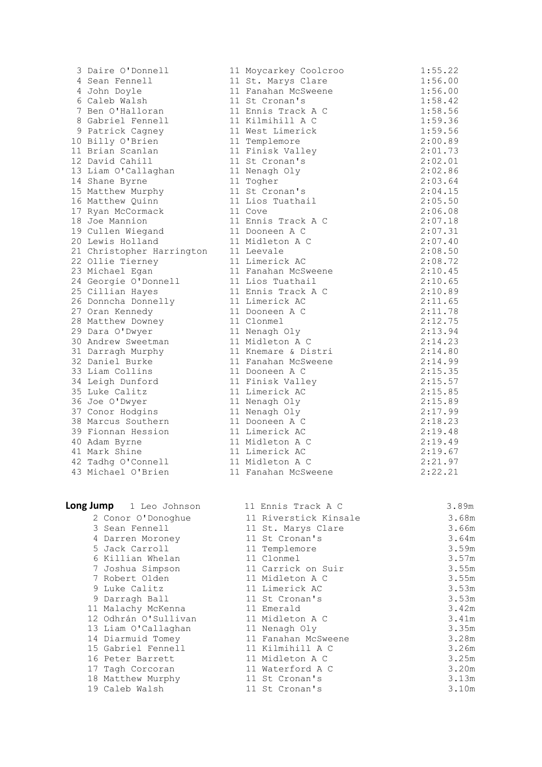| | | | |
|---|---|---|---|
| 3 | Daire O'Donnell | 11 Moycarkey Coolcroo | 1:55.22 |
| 4 | Sean Fennell | 11 St. Marys Clare | 1:56.00 |
| 4 | John Doyle | 11 Fanahan McSweene | 1:56.00 |
| 6 | Caleb Walsh | 11 St Cronan's | 1:58.42 |
| 7 | Ben O'Halloran | 11 Ennis Track A C | 1:58.56 |
| 8 | Gabriel Fennell | 11 Kilmihill A C | 1:59.36 |
| 9 | Patrick Cagney | 11 West Limerick | 1:59.56 |
| 10 | Billy O'Brien | 11 Templemore | 2:00.89 |
| 11 | Brian Scanlan | 11 Finisk Valley | 2:01.73 |
| 12 | David Cahill | 11 St Cronan's | 2:02.01 |
| 13 | Liam O'Callaghan | 11 Nenagh Oly | 2:02.86 |
| 14 | Shane Byrne | 11 Togher | 2:03.64 |
| 15 | Matthew Murphy | 11 St Cronan's | 2:04.15 |
| 16 | Matthew Quinn | 11 Lios Tuathail | 2:05.50 |
| 17 | Ryan McCormack | 11 Cove | 2:06.08 |
| 18 | Joe Mannion | 11 Ennis Track A C | 2:07.18 |
| 19 | Cullen Wiegand | 11 Dooneen A C | 2:07.31 |
| 20 | Lewis Holland | 11 Midleton A C | 2:07.40 |
| 21 | Christopher Harrington | 11 Leevale | 2:08.50 |
| 22 | Ollie Tierney | 11 Limerick AC | 2:08.72 |
| 23 | Michael Egan | 11 Fanahan McSweene | 2:10.45 |
| 24 | Georgie O'Donnell | 11 Lios Tuathail | 2:10.65 |
| 25 | Cillian Hayes | 11 Ennis Track A C | 2:10.89 |
| 26 | Donncha Donnelly | 11 Limerick AC | 2:11.65 |
| 27 | Oran Kennedy | 11 Dooneen A C | 2:11.78 |
| 28 | Matthew Downey | 11 Clonmel | 2:12.75 |
| 29 | Dara O'Dwyer | 11 Nenagh Oly | 2:13.94 |
| 30 | Andrew Sweetman | 11 Midleton A C | 2:14.23 |
| 31 | Darragh Murphy | 11 Knemare & Distri | 2:14.80 |
| 32 | Daniel Burke | 11 Fanahan McSweene | 2:14.99 |
| 33 | Liam Collins | 11 Dooneen A C | 2:15.35 |
| 34 | Leigh Dunford | 11 Finisk Valley | 2:15.57 |
| 35 | Luke Calitz | 11 Limerick AC | 2:15.85 |
| 36 | Joe O'Dwyer | 11 Nenagh Oly | 2:15.89 |
| 37 | Conor Hodgins | 11 Nenagh Oly | 2:17.99 |
| 38 | Marcus Southern | 11 Dooneen A C | 2:18.23 |
| 39 | Fionnan Hession | 11 Limerick AC | 2:19.48 |
| 40 | Adam Byrne | 11 Midleton A C | 2:19.49 |
| 41 | Mark Shine | 11 Limerick AC | 2:19.67 |
| 42 | Tadhg O'Connell | 11 Midleton A C | 2:21.97 |
| 43 | Michael O'Brien | 11 Fanahan McSweene | 2:22.21 |

**Long Jump**

| | | | |
|---|---|---|---|
| 1 | Leo Johnson | 11 Ennis Track A C | 3.89m |
| 2 | Conor O'Donoghue | 11 Riverstick Kinsale | 3.68m |
| 3 | Sean Fennell | 11 St. Marys Clare | 3.66m |
| 4 | Darren Moroney | 11 St Cronan's | 3.64m |
| 5 | Jack Carroll | 11 Templemore | 3.59m |
| 6 | Killian Whelan | 11 Clonmel | 3.57m |
| 7 | Joshua Simpson | 11 Carrick on Suir | 3.55m |
| 7 | Robert Olden | 11 Midleton A C | 3.55m |
| 9 | Luke Calitz | 11 Limerick AC | 3.53m |
| 9 | Darragh Ball | 11 St Cronan's | 3.53m |
| 11 | Malachy McKenna | 11 Emerald | 3.42m |
| 12 | Odhrán O'Sullivan | 11 Midleton A C | 3.41m |
| 13 | Liam O'Callaghan | 11 Nenagh Oly | 3.35m |
| 14 | Diarmuid Tomey | 11 Fanahan McSweene | 3.28m |
| 15 | Gabriel Fennell | 11 Kilmihill A C | 3.26m |
| 16 | Peter Barrett | 11 Midleton A C | 3.25m |
| 17 | Tagh Corcoran | 11 Waterford A C | 3.20m |
| 18 | Matthew Murphy | 11 St Cronan's | 3.13m |
| 19 | Caleb Walsh | 11 St Cronan's | 3.10m |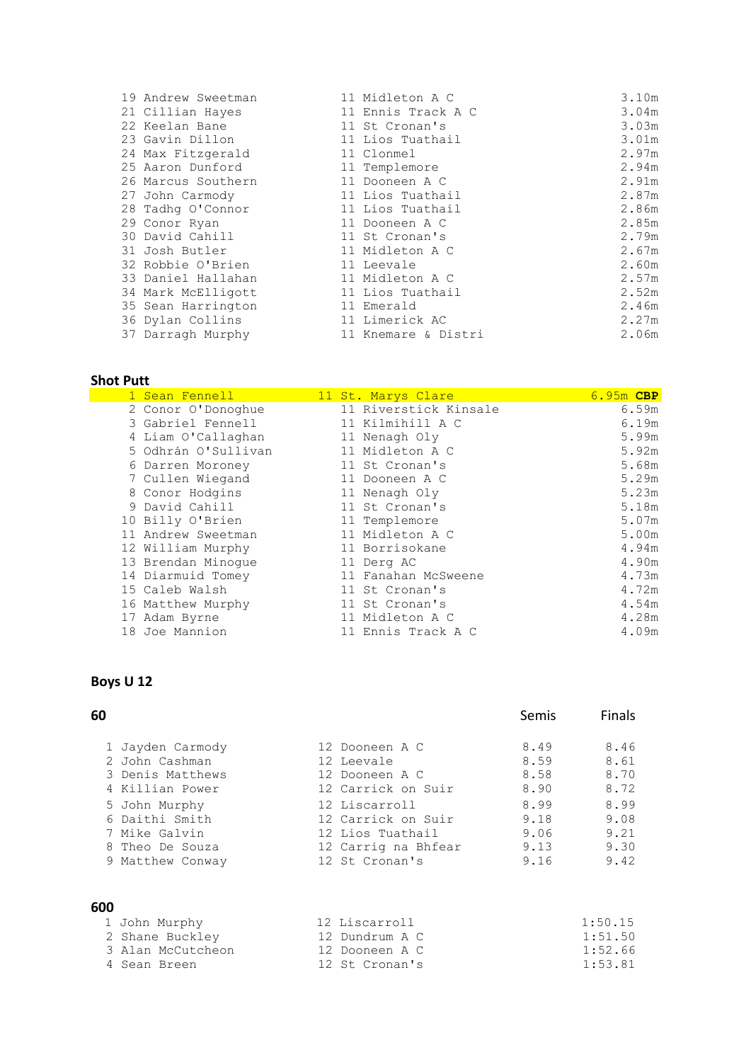| Pos | Name | Age | Club | Result |
|---|---|---|---|---|
| 19 | Andrew Sweetman | 11 | Midleton A C | 3.10m |
| 21 | Cillian Hayes | 11 | Ennis Track A C | 3.04m |
| 22 | Keelan Bane | 11 | St Cronan's | 3.03m |
| 23 | Gavin Dillon | 11 | Lios Tuathail | 3.01m |
| 24 | Max Fitzgerald | 11 | Clonmel | 2.97m |
| 25 | Aaron Dunford | 11 | Templemore | 2.94m |
| 26 | Marcus Southern | 11 | Dooneen A C | 2.91m |
| 27 | John Carmody | 11 | Lios Tuathail | 2.87m |
| 28 | Tadhg O'Connor | 11 | Lios Tuathail | 2.86m |
| 29 | Conor Ryan | 11 | Dooneen A C | 2.85m |
| 30 | David Cahill | 11 | St Cronan's | 2.79m |
| 31 | Josh Butler | 11 | Midleton A C | 2.67m |
| 32 | Robbie O'Brien | 11 | Leevale | 2.60m |
| 33 | Daniel Hallahan | 11 | Midleton A C | 2.57m |
| 34 | Mark McElligott | 11 | Lios Tuathail | 2.52m |
| 35 | Sean Harrington | 11 | Emerald | 2.46m |
| 36 | Dylan Collins | 11 | Limerick AC | 2.27m |
| 37 | Darragh Murphy | 11 | Knemare & Distri | 2.06m |

**Shot Putt**

| Pos | Name | Age | Club | Result |
|---|---|---|---|---|
| 1 | Sean Fennell | 11 | St. Marys Clare | 6.95m **CBP** |
| 2 | Conor O'Donoghue | 11 | Riverstick Kinsale | 6.59m |
| 3 | Gabriel Fennell | 11 | Kilmihill A C | 6.19m |
| 4 | Liam O'Callaghan | 11 | Nenagh Oly | 5.99m |
| 5 | Odhrán O'Sullivan | 11 | Midleton A C | 5.92m |
| 6 | Darren Moroney | 11 | St Cronan's | 5.68m |
| 7 | Cullen Wiegand | 11 | Dooneen A C | 5.29m |
| 8 | Conor Hodgins | 11 | Nenagh Oly | 5.23m |
| 9 | David Cahill | 11 | St Cronan's | 5.18m |
| 10 | Billy O'Brien | 11 | Templemore | 5.07m |
| 11 | Andrew Sweetman | 11 | Midleton A C | 5.00m |
| 12 | William Murphy | 11 | Borrisokane | 4.94m |
| 13 | Brendan Minogue | 11 | Derg AC | 4.90m |
| 14 | Diarmuid Tomey | 11 | Fanahan McSweene | 4.73m |
| 15 | Caleb Walsh | 11 | St Cronan's | 4.72m |
| 16 | Matthew Murphy | 11 | St Cronan's | 4.54m |
| 17 | Adam Byrne | 11 | Midleton A C | 4.28m |
| 18 | Joe Mannion | 11 | Ennis Track A C | 4.09m |

## Boys U 12

**60**

| Pos | Name | Age | Club | Semis | Finals |
|---|---|---|---|---|---|
| 1 | Jayden Carmody | 12 | Dooneen A C | 8.49 | 8.46 |
| 2 | John Cashman | 12 | Leevale | 8.59 | 8.61 |
| 3 | Denis Matthews | 12 | Dooneen A C | 8.58 | 8.70 |
| 4 | Killian Power | 12 | Carrick on Suir | 8.90 | 8.72 |
| 5 | John Murphy | 12 | Liscarroll | 8.99 | 8.99 |
| 6 | Daithi Smith | 12 | Carrick on Suir | 9.18 | 9.08 |
| 7 | Mike Galvin | 12 | Lios Tuathail | 9.06 | 9.21 |
| 8 | Theo De Souza | 12 | Carrig na Bhfear | 9.13 | 9.30 |
| 9 | Matthew Conway | 12 | St Cronan's | 9.16 | 9.42 |

**600**

| Pos | Name | Age | Club | Result |
|---|---|---|---|---|
| 1 | John Murphy | 12 | Liscarroll | 1:50.15 |
| 2 | Shane Buckley | 12 | Dundrum A C | 1:51.50 |
| 3 | Alan McCutcheon | 12 | Dooneen A C | 1:52.66 |
| 4 | Sean Breen | 12 | St Cronan's | 1:53.81 |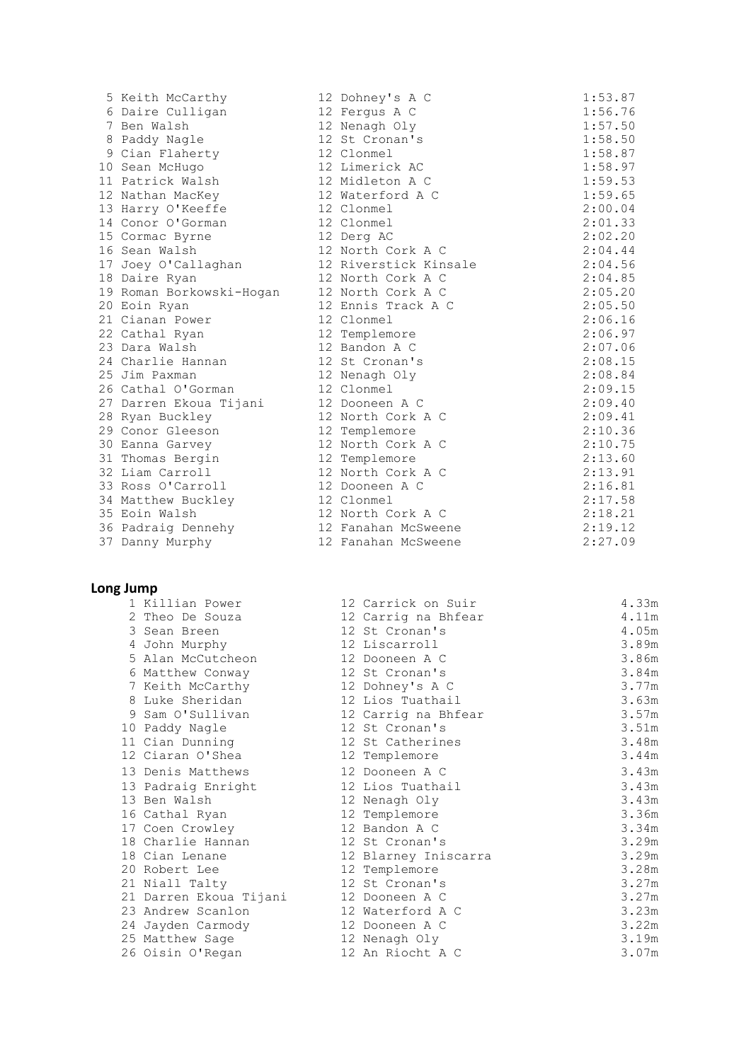| | | | |
|---|---|---|---|
| 5 | Keith McCarthy | 12 Dohney's A C | 1:53.87 |
| 6 | Daire Culligan | 12 Fergus A C | 1:56.76 |
| 7 | Ben Walsh | 12 Nenagh Oly | 1:57.50 |
| 8 | Paddy Nagle | 12 St Cronan's | 1:58.50 |
| 9 | Cian Flaherty | 12 Clonmel | 1:58.87 |
| 10 | Sean McHugo | 12 Limerick AC | 1:58.97 |
| 11 | Patrick Walsh | 12 Midleton A C | 1:59.53 |
| 12 | Nathan MacKey | 12 Waterford A C | 1:59.65 |
| 13 | Harry O'Keeffe | 12 Clonmel | 2:00.04 |
| 14 | Conor O'Gorman | 12 Clonmel | 2:01.33 |
| 15 | Cormac Byrne | 12 Derg AC | 2:02.20 |
| 16 | Sean Walsh | 12 North Cork A C | 2:04.44 |
| 17 | Joey O'Callaghan | 12 Riverstick Kinsale | 2:04.56 |
| 18 | Daire Ryan | 12 North Cork A C | 2:04.85 |
| 19 | Roman Borkowski-Hogan | 12 North Cork A C | 2:05.20 |
| 20 | Eoin Ryan | 12 Ennis Track A C | 2:05.50 |
| 21 | Cianan Power | 12 Clonmel | 2:06.16 |
| 22 | Cathal Ryan | 12 Templemore | 2:06.97 |
| 23 | Dara Walsh | 12 Bandon A C | 2:07.06 |
| 24 | Charlie Hannan | 12 St Cronan's | 2:08.15 |
| 25 | Jim Paxman | 12 Nenagh Oly | 2:08.84 |
| 26 | Cathal O'Gorman | 12 Clonmel | 2:09.15 |
| 27 | Darren Ekoua Tijani | 12 Dooneen A C | 2:09.40 |
| 28 | Ryan Buckley | 12 North Cork A C | 2:09.41 |
| 29 | Conor Gleeson | 12 Templemore | 2:10.36 |
| 30 | Eanna Garvey | 12 North Cork A C | 2:10.75 |
| 31 | Thomas Bergin | 12 Templemore | 2:13.60 |
| 32 | Liam Carroll | 12 North Cork A C | 2:13.91 |
| 33 | Ross O'Carroll | 12 Dooneen A C | 2:16.81 |
| 34 | Matthew Buckley | 12 Clonmel | 2:17.58 |
| 35 | Eoin Walsh | 12 North Cork A C | 2:18.21 |
| 36 | Padraig Dennehy | 12 Fanahan McSweene | 2:19.12 |
| 37 | Danny Murphy | 12 Fanahan McSweene | 2:27.09 |

## Long Jump

| | | | |
|---|---|---|---|
| 1 | Killian Power | 12 Carrick on Suir | 4.33m |
| 2 | Theo De Souza | 12 Carrig na Bhfear | 4.11m |
| 3 | Sean Breen | 12 St Cronan's | 4.05m |
| 4 | John Murphy | 12 Liscarroll | 3.89m |
| 5 | Alan McCutcheon | 12 Dooneen A C | 3.86m |
| 6 | Matthew Conway | 12 St Cronan's | 3.84m |
| 7 | Keith McCarthy | 12 Dohney's A C | 3.77m |
| 8 | Luke Sheridan | 12 Lios Tuathail | 3.63m |
| 9 | Sam O'Sullivan | 12 Carrig na Bhfear | 3.57m |
| 10 | Paddy Nagle | 12 St Cronan's | 3.51m |
| 11 | Cian Dunning | 12 St Catherines | 3.48m |
| 12 | Ciaran O'Shea | 12 Templemore | 3.44m |
| 13 | Denis Matthews | 12 Dooneen A C | 3.43m |
| 13 | Padraig Enright | 12 Lios Tuathail | 3.43m |
| 13 | Ben Walsh | 12 Nenagh Oly | 3.43m |
| 16 | Cathal Ryan | 12 Templemore | 3.36m |
| 17 | Coen Crowley | 12 Bandon A C | 3.34m |
| 18 | Charlie Hannan | 12 St Cronan's | 3.29m |
| 18 | Cian Lenane | 12 Blarney Iniscarra | 3.29m |
| 20 | Robert Lee | 12 Templemore | 3.28m |
| 21 | Niall Talty | 12 St Cronan's | 3.27m |
| 21 | Darren Ekoua Tijani | 12 Dooneen A C | 3.27m |
| 23 | Andrew Scanlon | 12 Waterford A C | 3.23m |
| 24 | Jayden Carmody | 12 Dooneen A C | 3.22m |
| 25 | Matthew Sage | 12 Nenagh Oly | 3.19m |
| 26 | Oisin O'Regan | 12 An Riocht A C | 3.07m |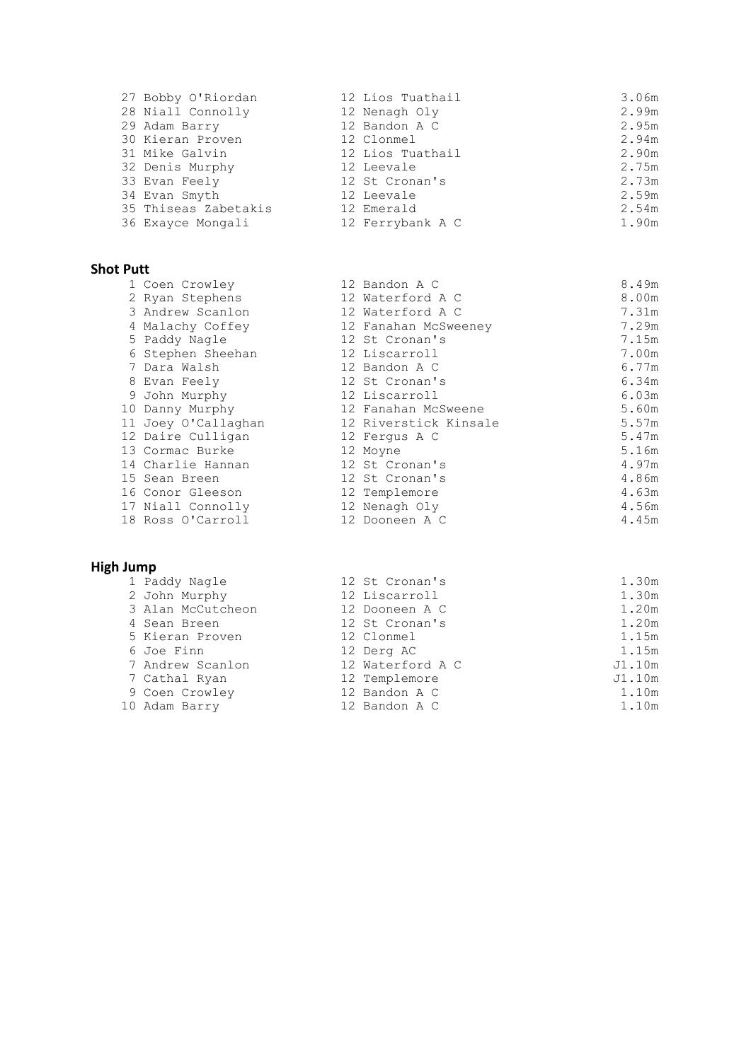| | | | |
|---|---|---|---|
| 27 | Bobby O'Riordan | 12 Lios Tuathail | 3.06m |
| 28 | Niall Connolly | 12 Nenagh Oly | 2.99m |
| 29 | Adam Barry | 12 Bandon A C | 2.95m |
| 30 | Kieran Proven | 12 Clonmel | 2.94m |
| 31 | Mike Galvin | 12 Lios Tuathail | 2.90m |
| 32 | Denis Murphy | 12 Leevale | 2.75m |
| 33 | Evan Feely | 12 St Cronan's | 2.73m |
| 34 | Evan Smyth | 12 Leevale | 2.59m |
| 35 | Thiseas Zabetakis | 12 Emerald | 2.54m |
| 36 | Exayce Mongali | 12 Ferrybank A C | 1.90m |

## Shot Putt

| | | | |
|---|---|---|---|
| 1 | Coen Crowley | 12 Bandon A C | 8.49m |
| 2 | Ryan Stephens | 12 Waterford A C | 8.00m |
| 3 | Andrew Scanlon | 12 Waterford A C | 7.31m |
| 4 | Malachy Coffey | 12 Fanahan McSweeney | 7.29m |
| 5 | Paddy Nagle | 12 St Cronan's | 7.15m |
| 6 | Stephen Sheehan | 12 Liscarroll | 7.00m |
| 7 | Dara Walsh | 12 Bandon A C | 6.77m |
| 8 | Evan Feely | 12 St Cronan's | 6.34m |
| 9 | John Murphy | 12 Liscarroll | 6.03m |
| 10 | Danny Murphy | 12 Fanahan McSweene | 5.60m |
| 11 | Joey O'Callaghan | 12 Riverstick Kinsale | 5.57m |
| 12 | Daire Culligan | 12 Fergus A C | 5.47m |
| 13 | Cormac Burke | 12 Moyne | 5.16m |
| 14 | Charlie Hannan | 12 St Cronan's | 4.97m |
| 15 | Sean Breen | 12 St Cronan's | 4.86m |
| 16 | Conor Gleeson | 12 Templemore | 4.63m |
| 17 | Niall Connolly | 12 Nenagh Oly | 4.56m |
| 18 | Ross O'Carroll | 12 Dooneen A C | 4.45m |

## High Jump

| | | | |
|---|---|---|---|
| 1 | Paddy Nagle | 12 St Cronan's | 1.30m |
| 2 | John Murphy | 12 Liscarroll | 1.30m |
| 3 | Alan McCutcheon | 12 Dooneen A C | 1.20m |
| 4 | Sean Breen | 12 St Cronan's | 1.20m |
| 5 | Kieran Proven | 12 Clonmel | 1.15m |
| 6 | Joe Finn | 12 Derg AC | 1.15m |
| 7 | Andrew Scanlon | 12 Waterford A C | J1.10m |
| 7 | Cathal Ryan | 12 Templemore | J1.10m |
| 9 | Coen Crowley | 12 Bandon A C | 1.10m |
| 10 | Adam Barry | 12 Bandon A C | 1.10m |